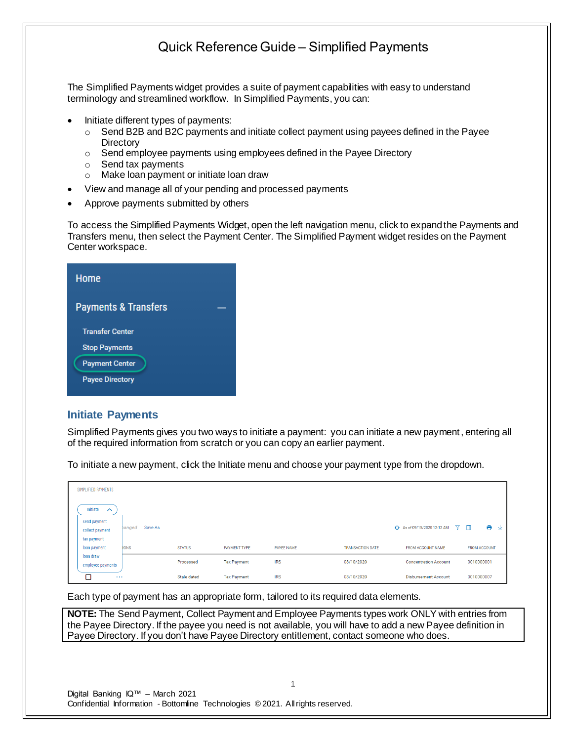# Quick Reference Guide – Simplified Payments

The Simplified Payments widget provides a suite of payment capabilities with easy to understand terminology and streamlined workflow. In Simplified Payments, you can:

- Initiate different types of payments:
  - Send B2B and B2C payments and initiate collect payment using payees defined in the Payee Directory
  - Send employee payments using employees defined in the Payee Directory
  - Send tax payments
  - Make loan payment or initiate loan draw
- View and manage all of your pending and processed payments
- Approve payments submitted by others

To access the Simplified Payments Widget, open the left navigation menu, click to expand the Payments and Transfers menu, then select the Payment Center. The Simplified Payment widget resides on the Payment Center workspace.

## Initiate Payments

Simplified Payments gives you two ways to initiate a payment: you can initiate a new payment, entering all of the required information from scratch or you can copy an earlier payment.

To initiate a new payment, click the Initiate menu and choose your payment type from the dropdown.

Each type of payment has an appropriate form, tailored to its required data elements.

**NOTE:** The Send Payment, Collect Payment and Employee Payments types work ONLY with entries from the Payee Directory. If the payee you need is not available, you will have to add a new Payee definition in Payee Directory. If you don't have Payee Directory entitlement, contact someone who does.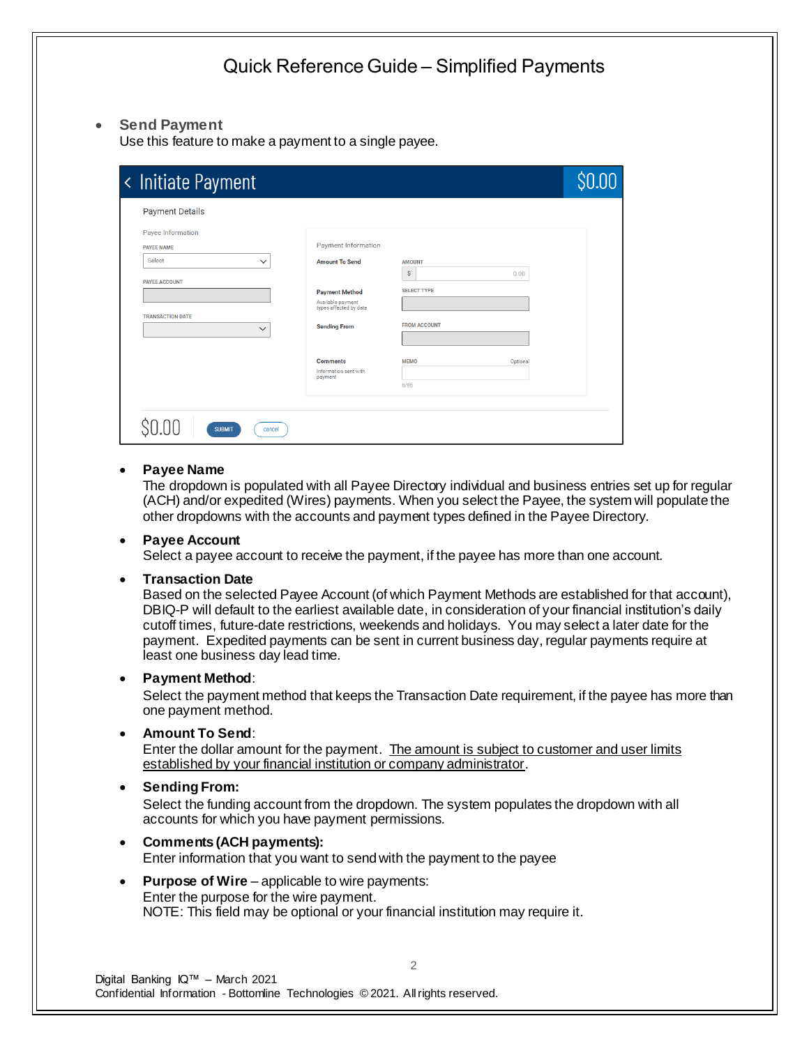- **Send Payment**
  Use this feature to make a payment to a single payee.

  - **Payee Name**
    The dropdown is populated with all Payee Directory individual and business entries set up for regular (ACH) and/or expedited (Wires) payments. When you select the Payee, the system will populate the other dropdowns with the accounts and payment types defined in the Payee Directory.
  - **Payee Account**
    Select a payee account to receive the payment, if the payee has more than one account.
  - **Transaction Date**
    Based on the selected Payee Account (of which Payment Methods are established for that account), DBIQ-P will default to the earliest available date, in consideration of your financial institution's daily cutoff times, future-date restrictions, weekends and holidays. You may select a later date for the payment. Expedited payments can be sent in current business day, regular payments require at least one business day lead time.
  - **Payment Method**:
    Select the payment method that keeps the Transaction Date requirement, if the payee has more than one payment method.
  - **Amount To Send**:
    Enter the dollar amount for the payment. The amount is subject to customer and user limits established by your financial institution or company administrator.
  - **Sending From:**
    Select the funding account from the dropdown. The system populates the dropdown with all accounts for which you have payment permissions.
  - **Comments (ACH payments):**
    Enter information that you want to send with the payment to the payee
  - **Purpose of Wire** – applicable to wire payments:
    Enter the purpose for the wire payment.
    NOTE: This field may be optional or your financial institution may require it.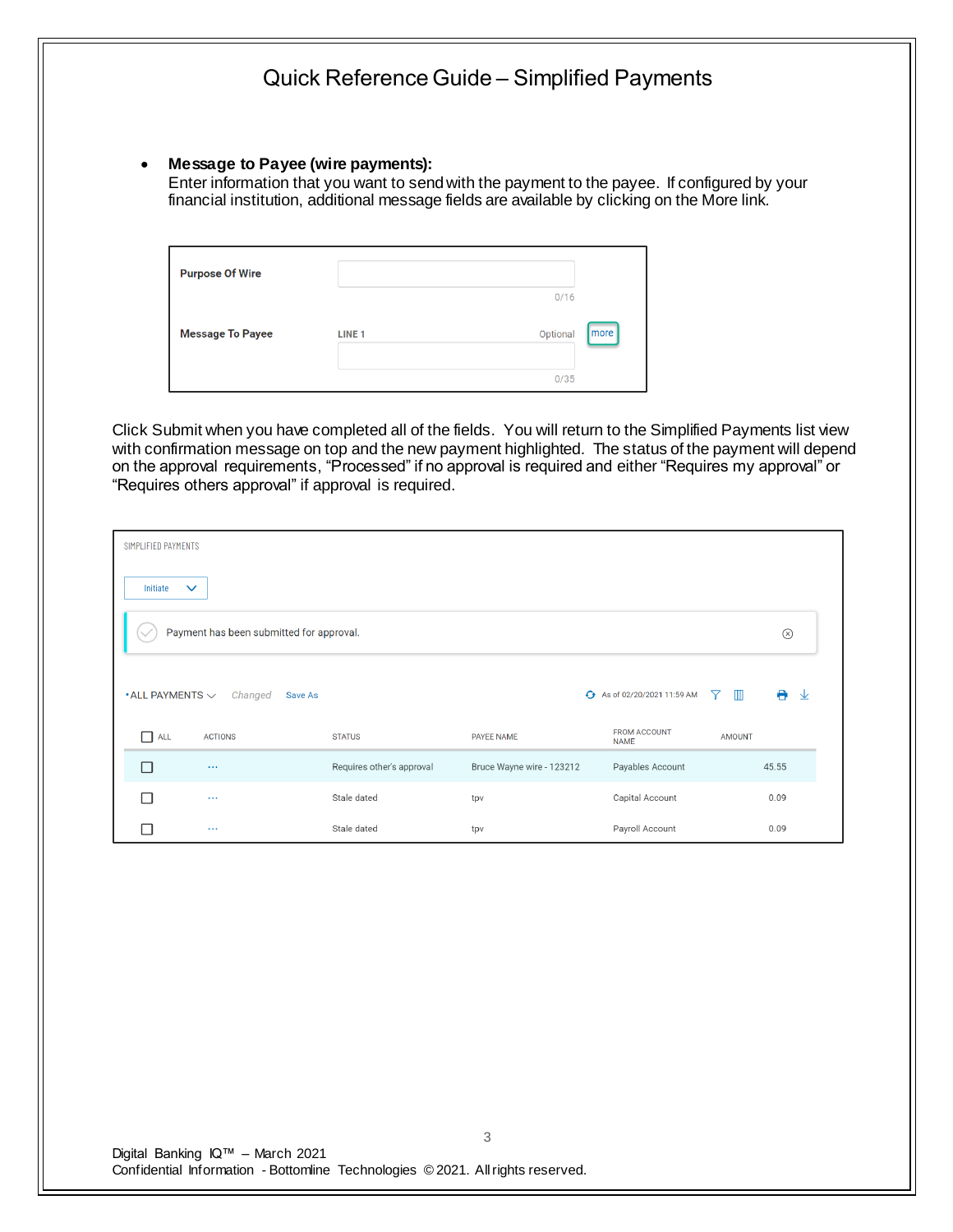- **Message to Payee (wire payments):**
  Enter information that you want to send with the payment to the payee. If configured by your financial institution, additional message fields are available by clicking on the More link.

| | | |
|---|---|---|
| **Purpose Of Wire** | 0/16 | |
| **Message To Payee** | LINE 1 Optional 0/35 | more |

Click Submit when you have completed all of the fields. You will return to the Simplified Payments list view with confirmation message on top and the new payment highlighted. The status of the payment will depend on the approval requirements, "Processed" if no approval is required and either "Requires my approval" or "Requires others approval" if approval is required.

SIMPLIFIED PAYMENTS

Initiate

Payment has been submitted for approval.

•ALL PAYMENTS *Changed* Save As As of 02/20/2021 11:59 AM

| ALL | ACTIONS | STATUS | PAYEE NAME | FROM ACCOUNT NAME | AMOUNT |
|---|---|---|---|---|---|
| ☐ | ... | Requires other's approval | Bruce Wayne wire - 123212 | Payables Account | 45.55 |
| ☐ | ... | Stale dated | tpv | Capital Account | 0.09 |
| ☐ | ... | Stale dated | tpv | Payroll Account | 0.09 |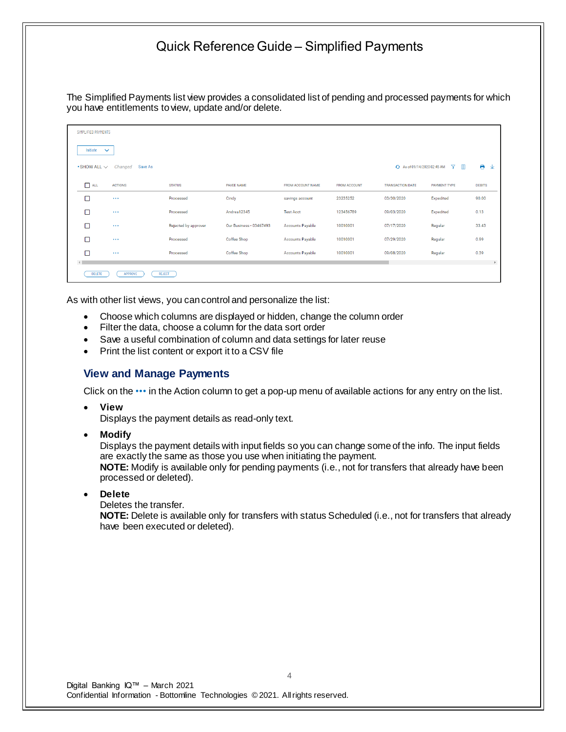# Quick Reference Guide – Simplified Payments

The Simplified Payments list view provides a consolidated list of pending and processed payments for which you have entitlements to view, update and/or delete.

SIMPLIFIED PAYMENTS

Initiate

• SHOW ALL   Changed   Save As   As of 09/14/2020 02:45 AM

| ALL | ACTIONS | STATUS | PAYEE NAME | FROM ACCOUNT NAME | FROM ACCOUNT | TRANSACTION DATE | PAYMENT TYPE | DEBITS |
|---|---|---|---|---|---|---|---|---|
| ☐ | ••• | Processed | Cindy | savings account | 23235252 | 03/30/2020 | Expedited | 90.00 |
| ☐ | ••• | Processed | Andrea12345 | Test Acct | 123456789 | 09/03/2020 | Expedited | 0.13 |
| ☐ | ••• | Rejected by approver | Our Business - 03467493 | Accounts Payable | 10010001 | 07/17/2020 | Regular | 33.43 |
| ☐ | ••• | Processed | Coffee Shop | Accounts Payable | 10010001 | 07/29/2020 | Regular | 0.09 |
| ☐ | ••• | Processed | Coffee Shop | Accounts Payable | 10010001 | 09/08/2020 | Regular | 0.39 |

DELETE   APPROVE   REJECT

As with other list views, you can control and personalize the list:

- Choose which columns are displayed or hidden, change the column order
- Filter the data, choose a column for the data sort order
- Save a useful combination of column and data settings for later reuse
- Print the list content or export it to a CSV file

## View and Manage Payments

Click on the ••• in the Action column to get a pop-up menu of available actions for any entry on the list.

- **View**
  Displays the payment details as read-only text.
- **Modify**
  Displays the payment details with input fields so you can change some of the info. The input fields are exactly the same as those you use when initiating the payment.
  **NOTE:** Modify is available only for pending payments (i.e., not for transfers that already have been processed or deleted).
- **Delete**
  Deletes the transfer.
  **NOTE:** Delete is available only for transfers with status Scheduled (i.e., not for transfers that already have been executed or deleted).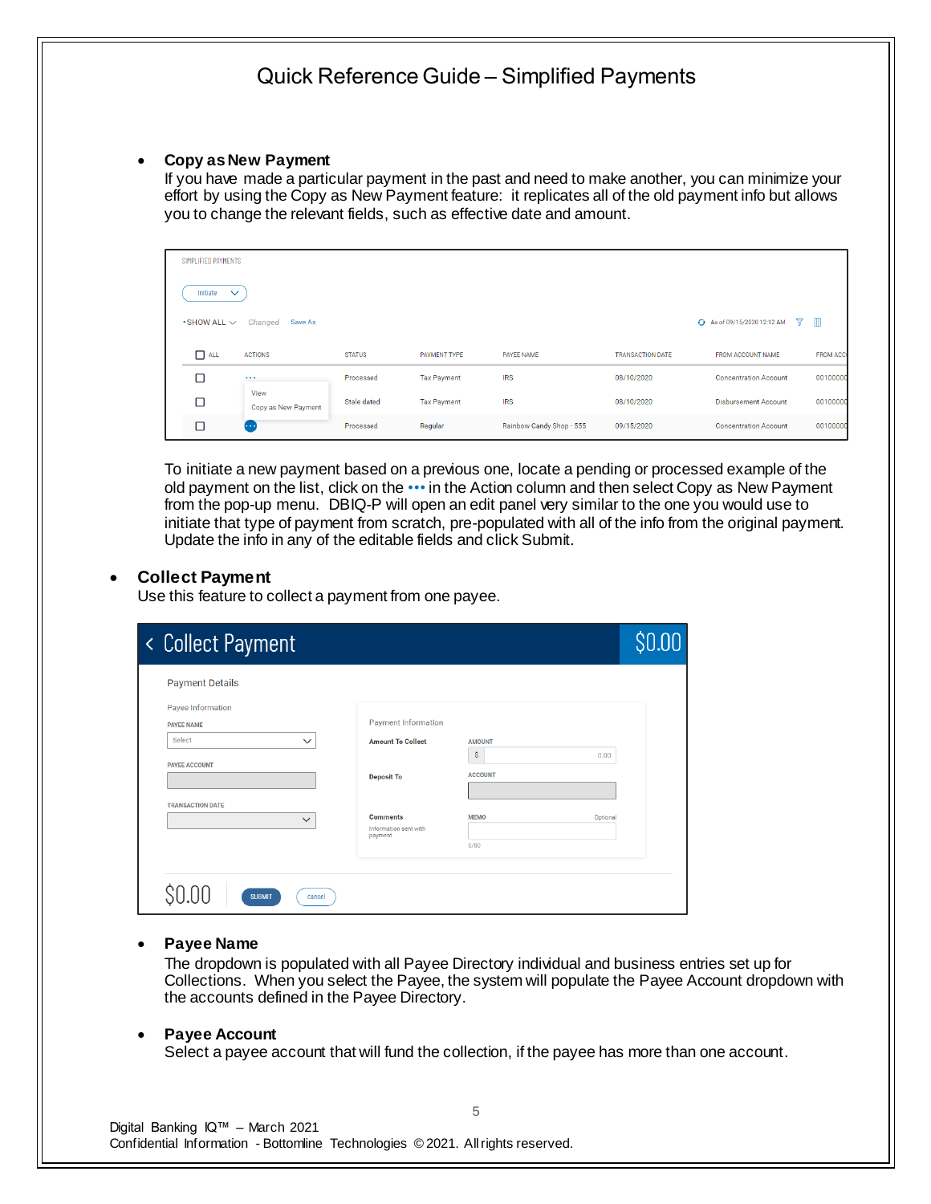- **Copy as New Payment**
  If you have made a particular payment in the past and need to make another, you can minimize your effort by using the Copy as New Payment feature: it replicates all of the old payment info but allows you to change the relevant fields, such as effective date and amount.

  To initiate a new payment based on a previous one, locate a pending or processed example of the old payment on the list, click on the ••• in the Action column and then select Copy as New Payment from the pop-up menu. DBIQ-P will open an edit panel very similar to the one you would use to initiate that type of payment from scratch, pre-populated with all of the info from the original payment. Update the info in any of the editable fields and click Submit.

- **Collect Payment**
  Use this feature to collect a payment from one payee.

  - **Payee Name**
    The dropdown is populated with all Payee Directory individual and business entries set up for Collections. When you select the Payee, the system will populate the Payee Account dropdown with the accounts defined in the Payee Directory.

  - **Payee Account**
    Select a payee account that will fund the collection, if the payee has more than one account.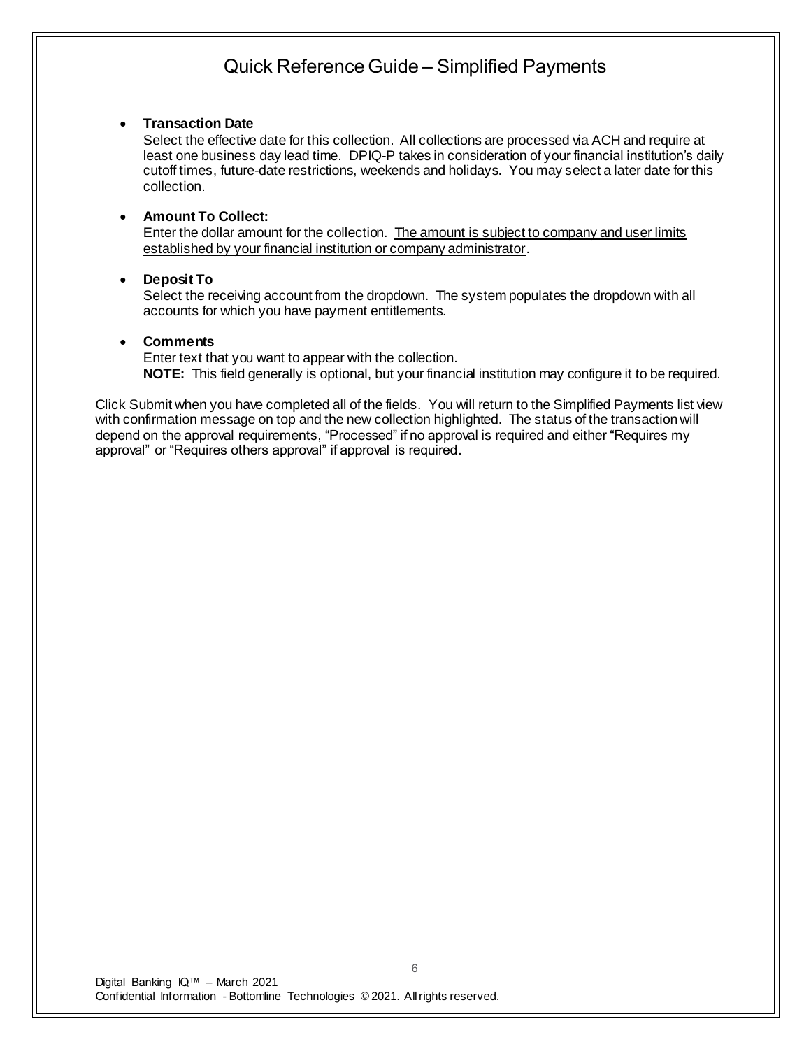- **Transaction Date**
  Select the effective date for this collection. All collections are processed via ACH and require at least one business day lead time. DPIQ-P takes in consideration of your financial institution's daily cutoff times, future-date restrictions, weekends and holidays. You may select a later date for this collection.

- **Amount To Collect:**
  Enter the dollar amount for the collection. <u>The amount is subject to company and user limits established by your financial institution or company administrator</u>.

- **Deposit To**
  Select the receiving account from the dropdown. The system populates the dropdown with all accounts for which you have payment entitlements.

- **Comments**
  Enter text that you want to appear with the collection.
  **NOTE:** This field generally is optional, but your financial institution may configure it to be required.

Click Submit when you have completed all of the fields. You will return to the Simplified Payments list view with confirmation message on top and the new collection highlighted. The status of the transaction will depend on the approval requirements, "Processed" if no approval is required and either "Requires my approval" or "Requires others approval" if approval is required.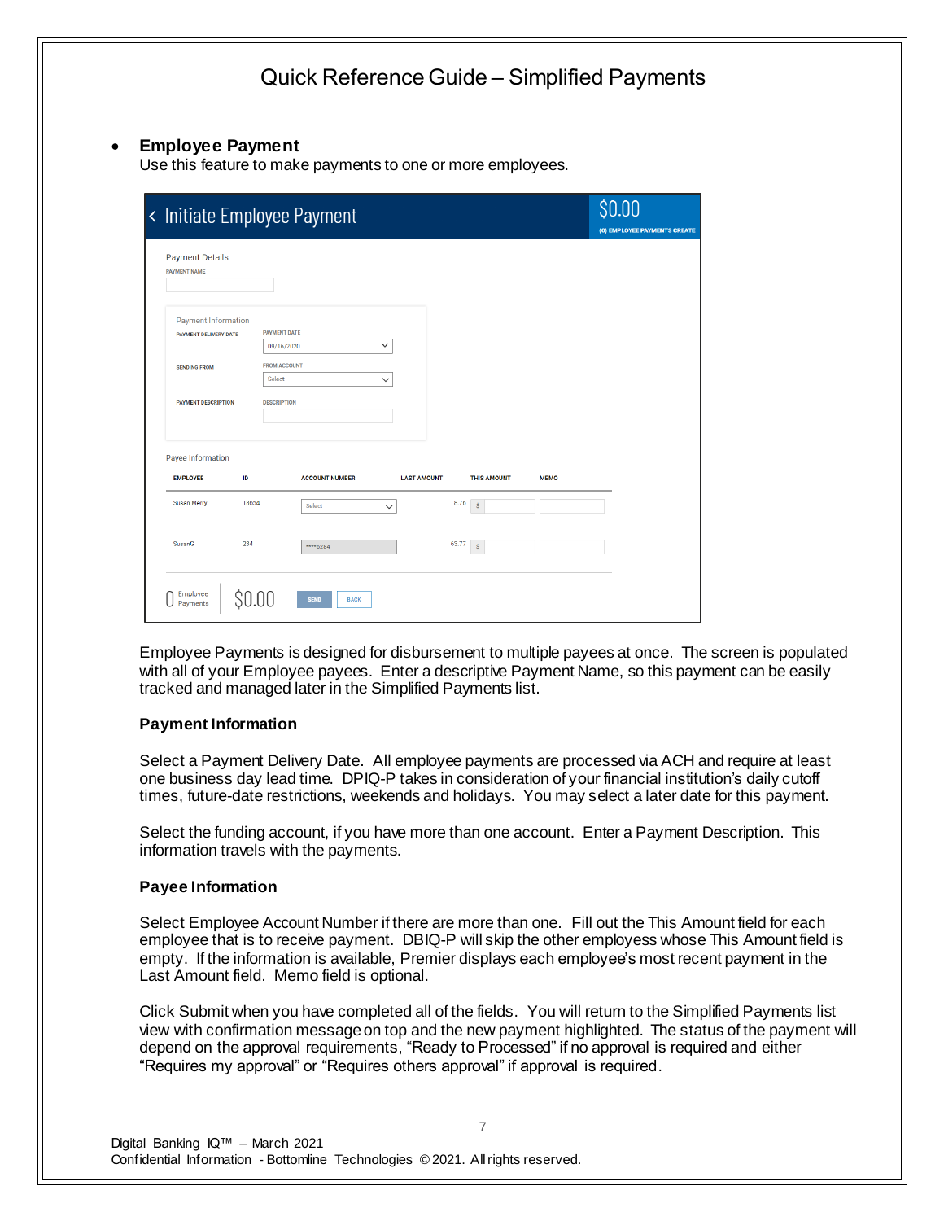- **Employee Payment**
  Use this feature to make payments to one or more employees.

Employee Payments is designed for disbursement to multiple payees at once. The screen is populated with all of your Employee payees. Enter a descriptive Payment Name, so this payment can be easily tracked and managed later in the Simplified Payments list.

**Payment Information**

Select a Payment Delivery Date. All employee payments are processed via ACH and require at least one business day lead time. DPIQ-P takes in consideration of your financial institution's daily cutoff times, future-date restrictions, weekends and holidays. You may select a later date for this payment.

Select the funding account, if you have more than one account. Enter a Payment Description. This information travels with the payments.

**Payee Information**

Select Employee Account Number if there are more than one. Fill out the This Amount field for each employee that is to receive payment. DBIQ-P will skip the other employess whose This Amount field is empty. If the information is available, Premier displays each employee's most recent payment in the Last Amount field. Memo field is optional.

Click Submit when you have completed all of the fields. You will return to the Simplified Payments list view with confirmation message on top and the new payment highlighted. The status of the payment will depend on the approval requirements, "Ready to Processed" if no approval is required and either "Requires my approval" or "Requires others approval" if approval is required.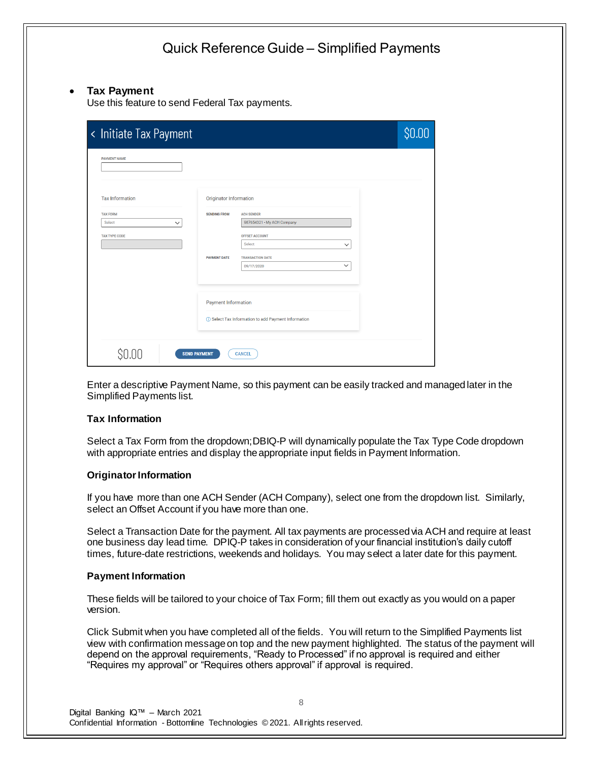- **Tax Payment**
  Use this feature to send Federal Tax payments.

Enter a descriptive Payment Name, so this payment can be easily tracked and managed later in the Simplified Payments list.

### Tax Information

Select a Tax Form from the dropdown; DBIQ-P will dynamically populate the Tax Type Code dropdown with appropriate entries and display the appropriate input fields in Payment Information.

### Originator Information

If you have more than one ACH Sender (ACH Company), select one from the dropdown list. Similarly, select an Offset Account if you have more than one.

Select a Transaction Date for the payment. All tax payments are processed via ACH and require at least one business day lead time. DPIQ-P takes in consideration of your financial institution's daily cutoff times, future-date restrictions, weekends and holidays. You may select a later date for this payment.

### Payment Information

These fields will be tailored to your choice of Tax Form; fill them out exactly as you would on a paper version.

Click Submit when you have completed all of the fields. You will return to the Simplified Payments list view with confirmation message on top and the new payment highlighted. The status of the payment will depend on the approval requirements, "Ready to Processed" if no approval is required and either "Requires my approval" or "Requires others approval" if approval is required.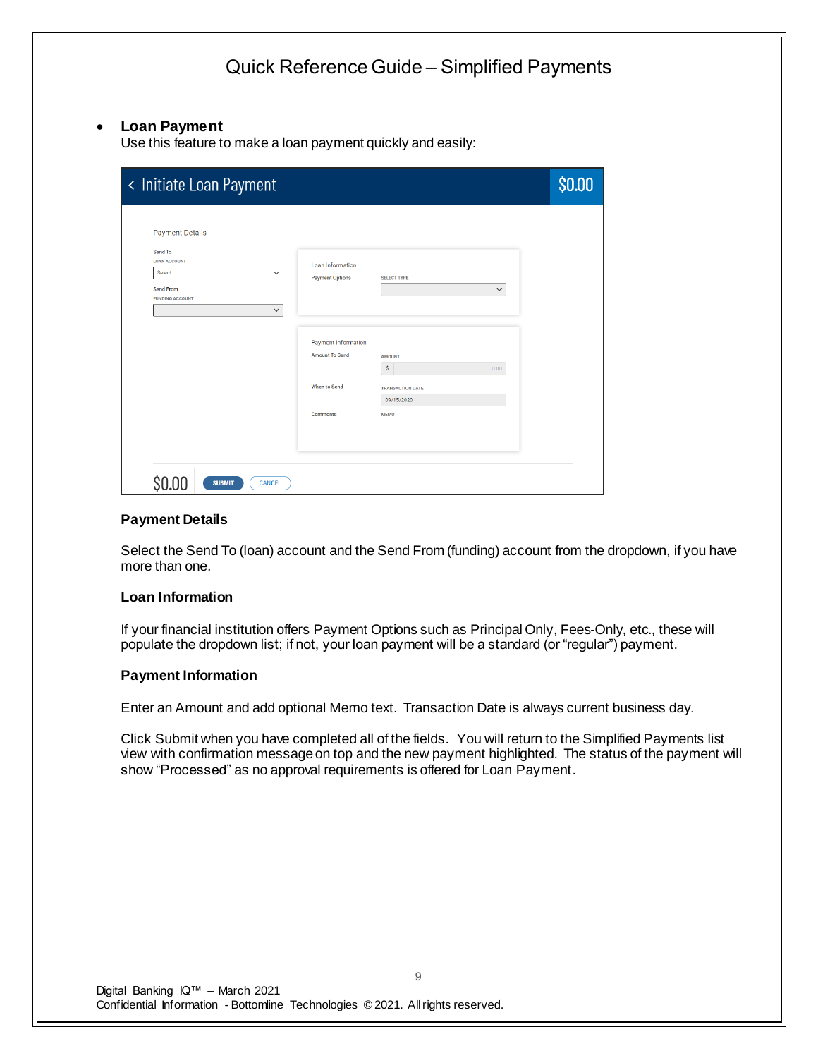# Quick Reference Guide – Simplified Payments

- **Loan Payment**
  Use this feature to make a loan payment quickly and easily:

### Payment Details

Select the Send To (loan) account and the Send From (funding) account from the dropdown, if you have more than one.

### Loan Information

If your financial institution offers Payment Options such as Principal Only, Fees-Only, etc., these will populate the dropdown list; if not, your loan payment will be a standard (or "regular") payment.

### Payment Information

Enter an Amount and add optional Memo text. Transaction Date is always current business day.

Click Submit when you have completed all of the fields. You will return to the Simplified Payments list view with confirmation message on top and the new payment highlighted. The status of the payment will show "Processed" as no approval requirements is offered for Loan Payment.

Digital Banking IQ™ – March 2021
Confidential Information - Bottomline Technologies © 2021. All rights reserved.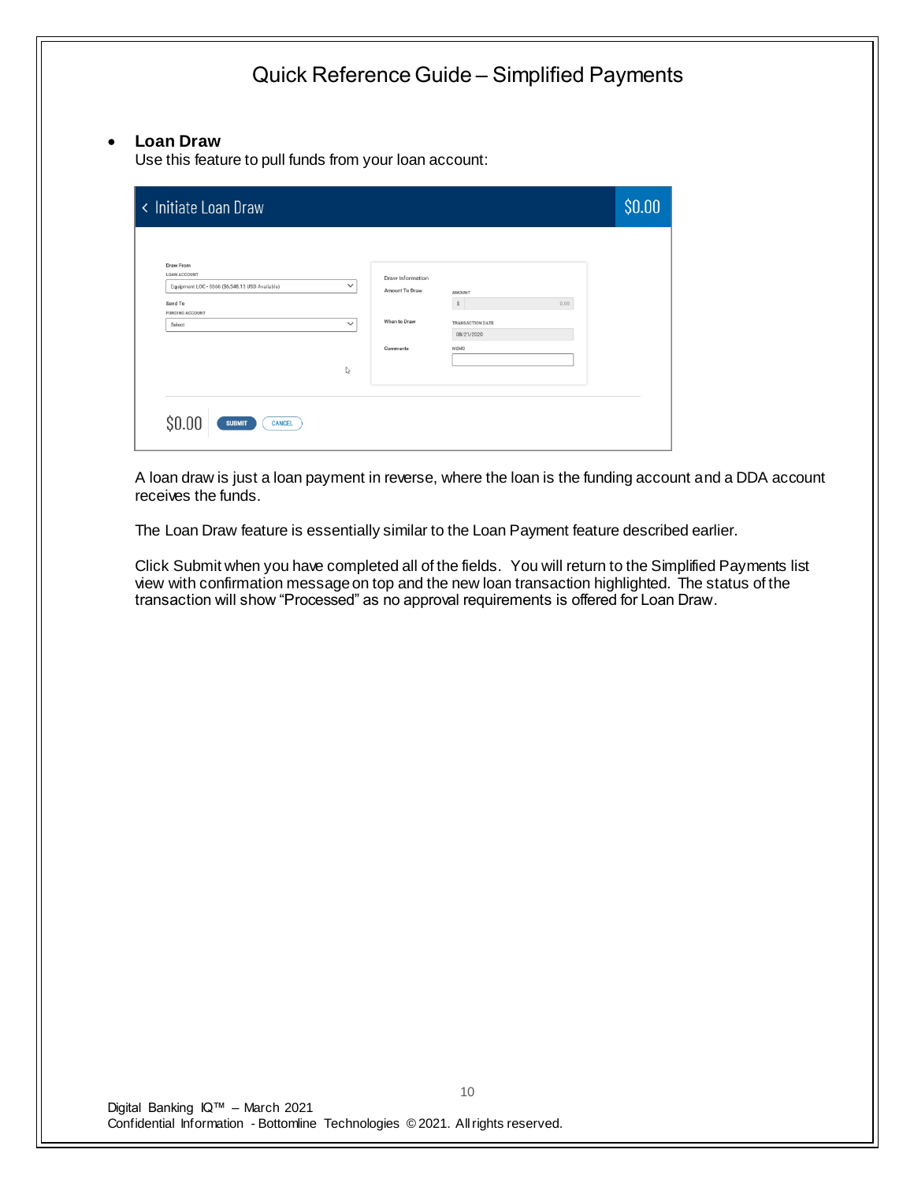- **Loan Draw**
  Use this feature to pull funds from your loan account:

A loan draw is just a loan payment in reverse, where the loan is the funding account and a DDA account receives the funds.

The Loan Draw feature is essentially similar to the Loan Payment feature described earlier.

Click Submit when you have completed all of the fields. You will return to the Simplified Payments list view with confirmation message on top and the new loan transaction highlighted. The status of the transaction will show "Processed" as no approval requirements is offered for Loan Draw.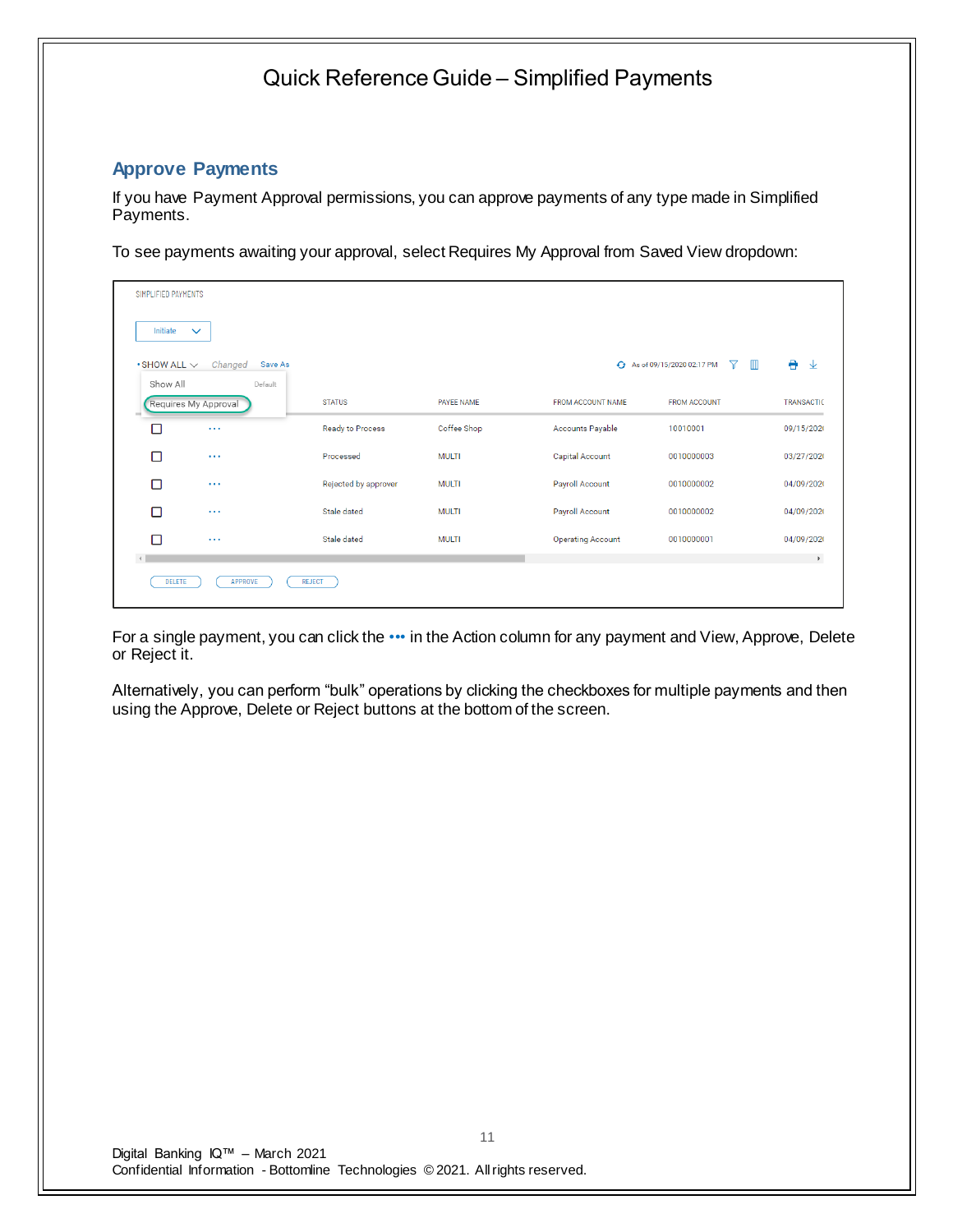## Approve Payments

If you have Payment Approval permissions, you can approve payments of any type made in Simplified Payments.

To see payments awaiting your approval, select Requires My Approval from Saved View dropdown:

For a single payment, you can click the ••• in the Action column for any payment and View, Approve, Delete or Reject it.

Alternatively, you can perform "bulk" operations by clicking the checkboxes for multiple payments and then using the Approve, Delete or Reject buttons at the bottom of the screen.